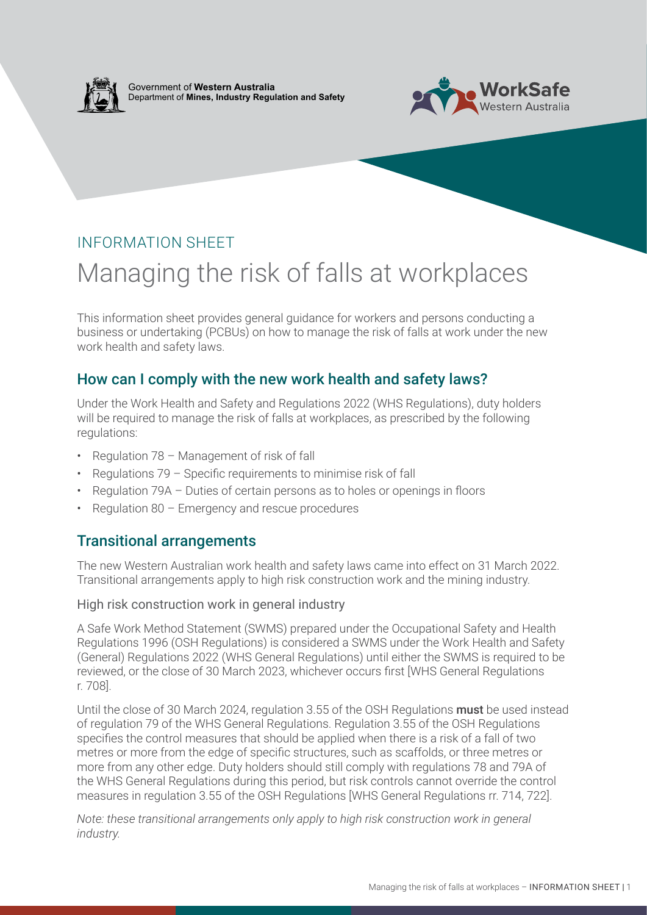Government of **Western Australia**
Department of **Mines, Industry Regulation and Safety**

WorkSafe Western Australia

INFORMATION SHEET

# Managing the risk of falls at workplaces

This information sheet provides general guidance for workers and persons conducting a business or undertaking (PCBUs) on how to manage the risk of falls at work under the new work health and safety laws.

## How can I comply with the new work health and safety laws?

Under the Work Health and Safety and Regulations 2022 (WHS Regulations), duty holders will be required to manage the risk of falls at workplaces, as prescribed by the following regulations:

- Regulation 78 – Management of risk of fall
- Regulations 79 – Specific requirements to minimise risk of fall
- Regulation 79A – Duties of certain persons as to holes or openings in floors
- Regulation 80 – Emergency and rescue procedures

## Transitional arrangements

The new Western Australian work health and safety laws came into effect on 31 March 2022. Transitional arrangements apply to high risk construction work and the mining industry.

### High risk construction work in general industry

A Safe Work Method Statement (SWMS) prepared under the Occupational Safety and Health Regulations 1996 (OSH Regulations) is considered a SWMS under the Work Health and Safety (General) Regulations 2022 (WHS General Regulations) until either the SWMS is required to be reviewed, or the close of 30 March 2023, whichever occurs first [WHS General Regulations r. 708].

Until the close of 30 March 2024, regulation 3.55 of the OSH Regulations **must** be used instead of regulation 79 of the WHS General Regulations. Regulation 3.55 of the OSH Regulations specifies the control measures that should be applied when there is a risk of a fall of two metres or more from the edge of specific structures, such as scaffolds, or three metres or more from any other edge. Duty holders should still comply with regulations 78 and 79A of the WHS General Regulations during this period, but risk controls cannot override the control measures in regulation 3.55 of the OSH Regulations [WHS General Regulations rr. 714, 722].

*Note: these transitional arrangements only apply to high risk construction work in general industry.*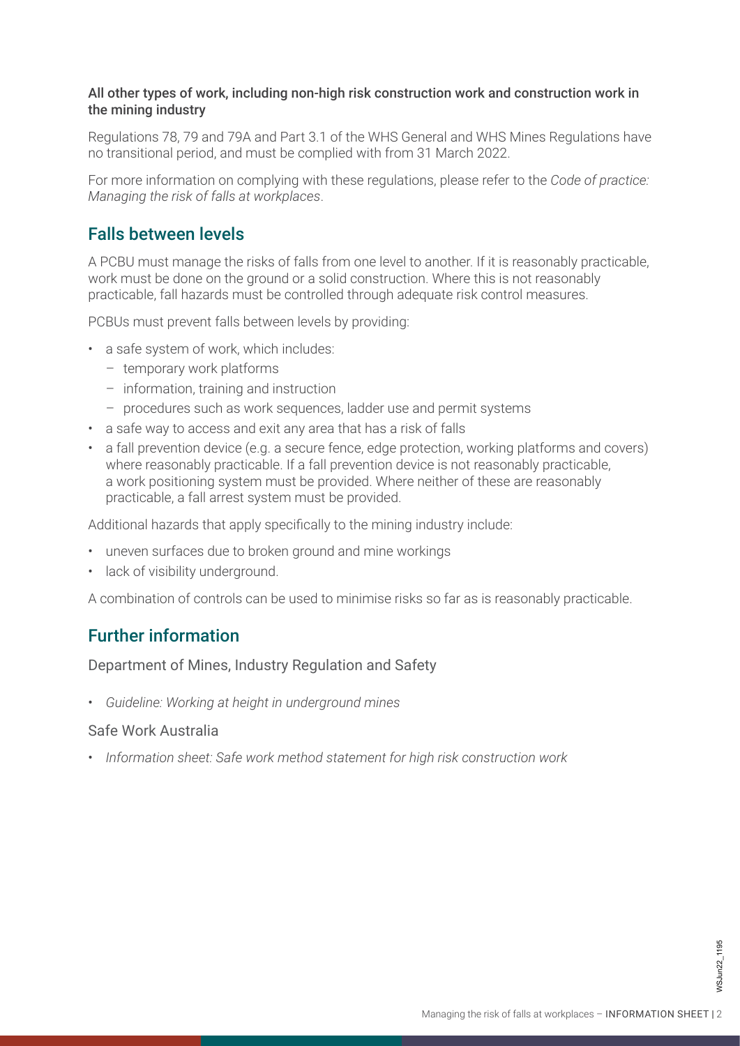**All other types of work, including non-high risk construction work and construction work in the mining industry**

Regulations 78, 79 and 79A and Part 3.1 of the WHS General and WHS Mines Regulations have no transitional period, and must be complied with from 31 March 2022.

For more information on complying with these regulations, please refer to the *Code of practice: Managing the risk of falls at workplaces*.

## Falls between levels

A PCBU must manage the risks of falls from one level to another. If it is reasonably practicable, work must be done on the ground or a solid construction. Where this is not reasonably practicable, fall hazards must be controlled through adequate risk control measures.

PCBUs must prevent falls between levels by providing:

- a safe system of work, which includes:
  - temporary work platforms
  - information, training and instruction
  - procedures such as work sequences, ladder use and permit systems
- a safe way to access and exit any area that has a risk of falls
- a fall prevention device (e.g. a secure fence, edge protection, working platforms and covers) where reasonably practicable. If a fall prevention device is not reasonably practicable, a work positioning system must be provided. Where neither of these are reasonably practicable, a fall arrest system must be provided.

Additional hazards that apply specifically to the mining industry include:

- uneven surfaces due to broken ground and mine workings
- lack of visibility underground.

A combination of controls can be used to minimise risks so far as is reasonably practicable.

## Further information

Department of Mines, Industry Regulation and Safety

- *Guideline: Working at height in underground mines*

Safe Work Australia

- *Information sheet: Safe work method statement for high risk construction work*

WSJun22_1195